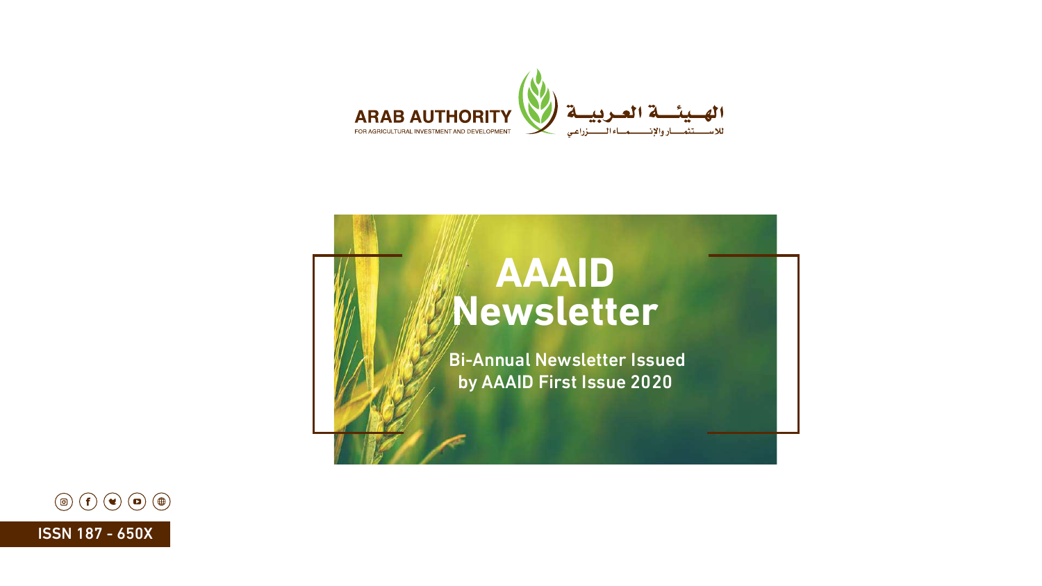ARAB AUTHORITY
FOR AGRICULTURAL INVESTMENT AND DEVELOPMENT

الهيئة العربية
للاستثمار والإنماء الزراعي

# AAAID Newsletter

**Bi-Annual Newsletter Issued by AAAID First Issue 2020**

ISSN 187 - 650X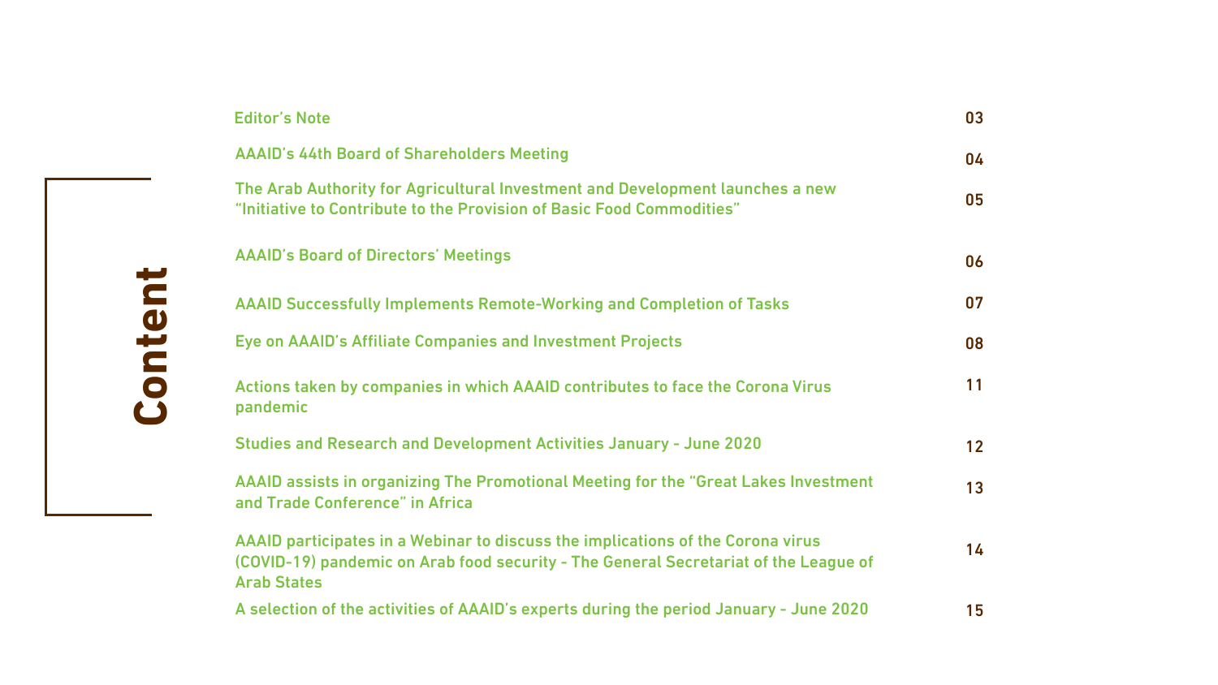# Content

| | |
|---|---|
| Editor's Note | 03 |
| AAAID's 44th Board of Shareholders Meeting | 04 |
| The Arab Authority for Agricultural Investment and Development launches a new "Initiative to Contribute to the Provision of Basic Food Commodities" | 05 |
| AAAID's Board of Directors' Meetings | 06 |
| AAAID Successfully Implements Remote-Working and Completion of Tasks | 07 |
| Eye on AAAID's Affiliate Companies and Investment Projects | 08 |
| Actions taken by companies in which AAAID contributes to face the Corona Virus pandemic | 11 |
| Studies and Research and Development Activities January - June 2020 | 12 |
| AAAID assists in organizing The Promotional Meeting for the "Great Lakes Investment and Trade Conference" in Africa | 13 |
| AAAID participates in a Webinar to discuss the implications of the Corona virus (COVID-19) pandemic on Arab food security - The General Secretariat of the League of Arab States | 14 |
| A selection of the activities of AAAID's experts during the period January - June 2020 | 15 |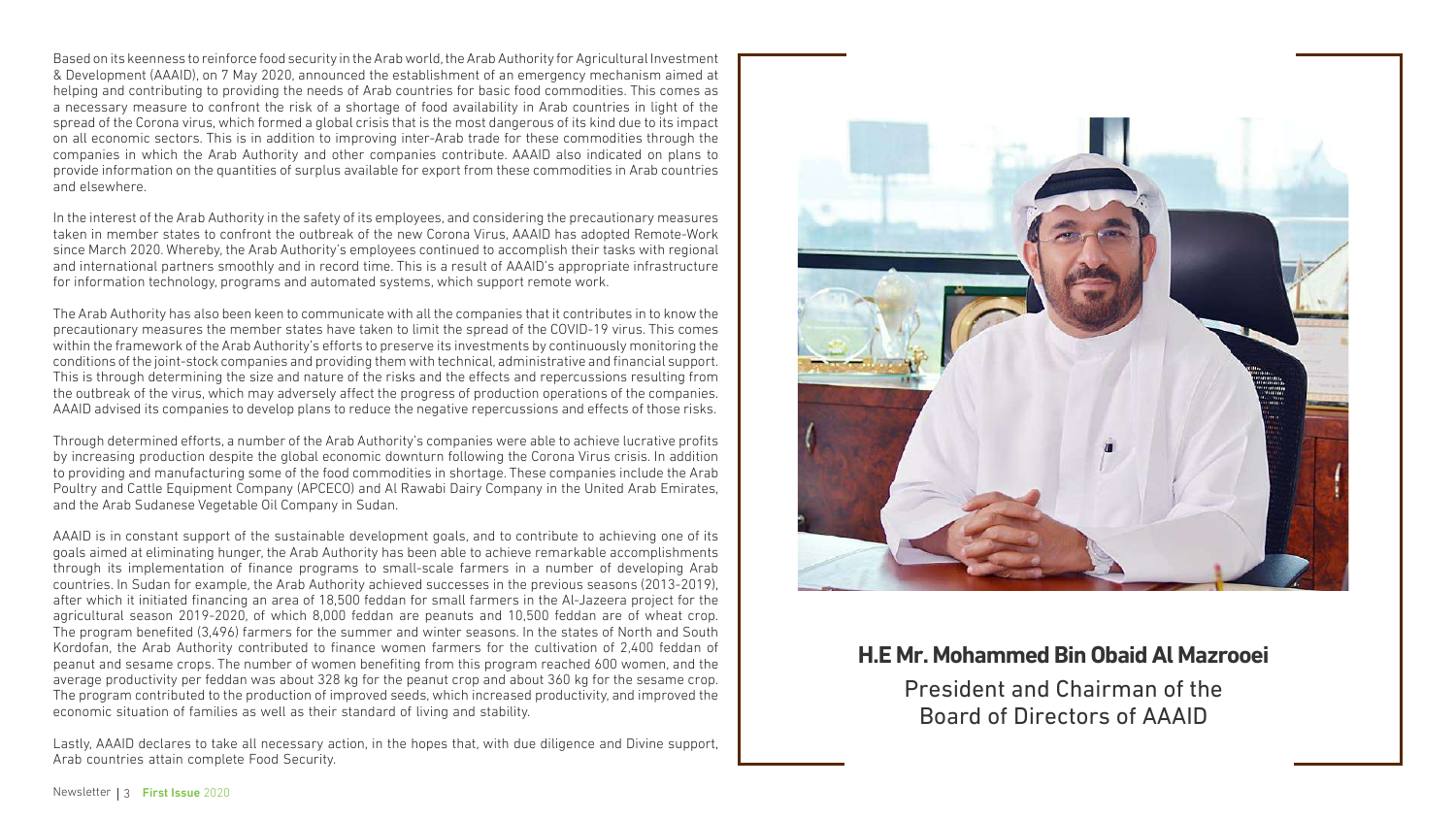Based on its keenness to reinforce food security in the Arab world, the Arab Authority for Agricultural Investment & Development (AAAID), on 7 May 2020, announced the establishment of an emergency mechanism aimed at helping and contributing to providing the needs of Arab countries for basic food commodities. This comes as a necessary measure to confront the risk of a shortage of food availability in Arab countries in light of the spread of the Corona virus, which formed a global crisis that is the most dangerous of its kind due to its impact on all economic sectors. This is in addition to improving inter-Arab trade for these commodities through the companies in which the Arab Authority and other companies contribute. AAAID also indicated on plans to provide information on the quantities of surplus available for export from these commodities in Arab countries and elsewhere.

In the interest of the Arab Authority in the safety of its employees, and considering the precautionary measures taken in member states to confront the outbreak of the new Corona Virus, AAAID has adopted Remote-Work since March 2020. Whereby, the Arab Authority's employees continued to accomplish their tasks with regional and international partners smoothly and in record time. This is a result of AAAID's appropriate infrastructure for information technology, programs and automated systems, which support remote work.

The Arab Authority has also been keen to communicate with all the companies that it contributes in to know the precautionary measures the member states have taken to limit the spread of the COVID-19 virus. This comes within the framework of the Arab Authority's efforts to preserve its investments by continuously monitoring the conditions of the joint-stock companies and providing them with technical, administrative and financial support. This is through determining the size and nature of the risks and the effects and repercussions resulting from the outbreak of the virus, which may adversely affect the progress of production operations of the companies. AAAID advised its companies to develop plans to reduce the negative repercussions and effects of those risks.

Through determined efforts, a number of the Arab Authority's companies were able to achieve lucrative profits by increasing production despite the global economic downturn following the Corona Virus crisis. In addition to providing and manufacturing some of the food commodities in shortage. These companies include the Arab Poultry and Cattle Equipment Company (APCECO) and Al Rawabi Dairy Company in the United Arab Emirates, and the Arab Sudanese Vegetable Oil Company in Sudan.

AAAID is in constant support of the sustainable development goals, and to contribute to achieving one of its goals aimed at eliminating hunger, the Arab Authority has been able to achieve remarkable accomplishments through its implementation of finance programs to small-scale farmers in a number of developing Arab countries. In Sudan for example, the Arab Authority achieved successes in the previous seasons (2013-2019), after which it initiated financing an area of 18,500 feddan for small farmers in the Al-Jazeera project for the agricultural season 2019-2020, of which 8,000 feddan are peanuts and 10,500 feddan are of wheat crop. The program benefited (3,496) farmers for the summer and winter seasons. In the states of North and South Kordofan, the Arab Authority contributed to finance women farmers for the cultivation of 2,400 feddan of peanut and sesame crops. The number of women benefiting from this program reached 600 women, and the average productivity per feddan was about 328 kg for the peanut crop and about 360 kg for the sesame crop. The program contributed to the production of improved seeds, which increased productivity, and improved the economic situation of families as well as their standard of living and stability.

Lastly, AAAID declares to take all necessary action, in the hopes that, with due diligence and Divine support, Arab countries attain complete Food Security.

**H.E Mr. Mohammed Bin Obaid Al Mazrooei**

President and Chairman of the Board of Directors of AAAID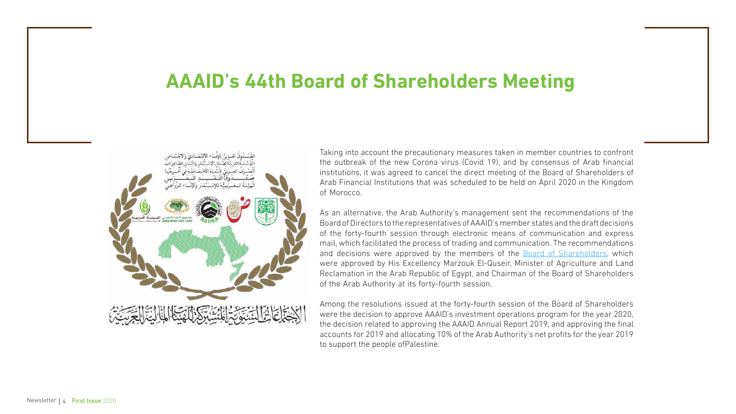# AAAID's 44th Board of Shareholders Meeting

Taking into account the precautionary measures taken in member countries to confront the outbreak of the new Corona virus (Covid 19), and by consensus of Arab financial institutions, it was agreed to cancel the direct meeting of the Board of Shareholders of Arab Financial Institutions that was scheduled to be held on April 2020 in the Kingdom of Morocco.

As an alternative, the Arab Authority's management sent the recommendations of the Board of Directors to the representatives of AAAID's member states and the draft decisions of the forty-fourth session through electronic means of communication and express mail, which facilitated the process of trading and communication. The recommendations and decisions were approved by the members of the Board of Shareholders, which were approved by His Excellency Marzouk El-Quseir, Minister of Agriculture and Land Reclamation in the Arab Republic of Egypt, and Chairman of the Board of Shareholders of the Arab Authority at its forty-fourth session.

Among the resolutions issued at the forty-fourth session of the Board of Shareholders were the decision to approve AAAID's investment operations program for the year 2020, the decision related to approving the AAAID Annual Report 2019, and approving the final accounts for 2019 and allocating 10% of the Arab Authority's net profits for the year 2019 to support the people ofPalestine.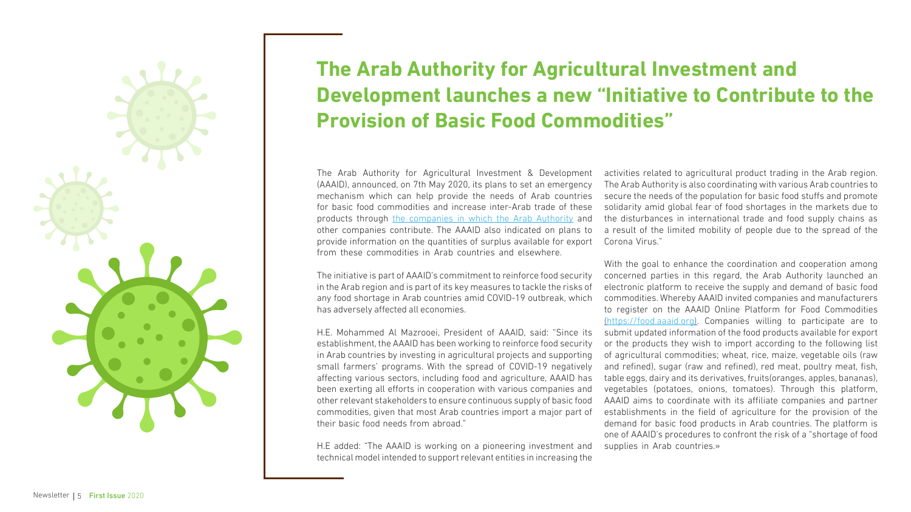# The Arab Authority for Agricultural Investment and Development launches a new "Initiative to Contribute to the Provision of Basic Food Commodities"

The Arab Authority for Agricultural Investment & Development (AAAID), announced, on 7th May 2020, its plans to set an emergency mechanism which can help provide the needs of Arab countries for basic food commodities and increase inter-Arab trade of these products through [the companies in which the Arab Authority]() and other companies contribute. The AAAID also indicated on plans to provide information on the quantities of surplus available for export from these commodities in Arab countries and elsewhere.

The initiative is part of AAAID's commitment to reinforce food security in the Arab region and is part of its key measures to tackle the risks of any food shortage in Arab countries amid COVID-19 outbreak, which has adversely affected all economies.

H.E. Mohammed Al Mazrooei, President of AAAID, said: "Since its establishment, the AAAID has been working to reinforce food security in Arab countries by investing in agricultural projects and supporting small farmers' programs. With the spread of COVID-19 negatively affecting various sectors, including food and agriculture, AAAID has been exerting all efforts in cooperation with various companies and other relevant stakeholders to ensure continuous supply of basic food commodities, given that most Arab countries import a major part of their basic food needs from abroad."

H.E added: "The AAAID is working on a pioneering investment and technical model intended to support relevant entities in increasing the activities related to agricultural product trading in the Arab region. The Arab Authority is also coordinating with various Arab countries to secure the needs of the population for basic food stuffs and promote solidarity amid global fear of food shortages in the markets due to the disturbances in international trade and food supply chains as a result of the limited mobility of people due to the spread of the Corona Virus."

With the goal to enhance the coordination and cooperation among concerned parties in this regard, the Arab Authority launched an electronic platform to receive the supply and demand of basic food commodities. Whereby AAAID invited companies and manufacturers to register on the AAAID Online Platform for Food Commodities ([https://food.aaaid.org](https://food.aaaid.org)). Companies willing to participate are to submit updated information of the food products available for export or the products they wish to import according to the following list of agricultural commodities; wheat, rice, maize, vegetable oils (raw and refined), sugar (raw and refined), red meat, poultry meat, fish, table eggs, dairy and its derivatives, fruits(oranges, apples, bananas), vegetables (potatoes, onions, tomatoes). Through this platform, AAAID aims to coordinate with its affiliate companies and partner establishments in the field of agriculture for the provision of the demand for basic food products in Arab countries. The platform is one of AAAID's procedures to confront the risk of a "shortage of food supplies in Arab countries.»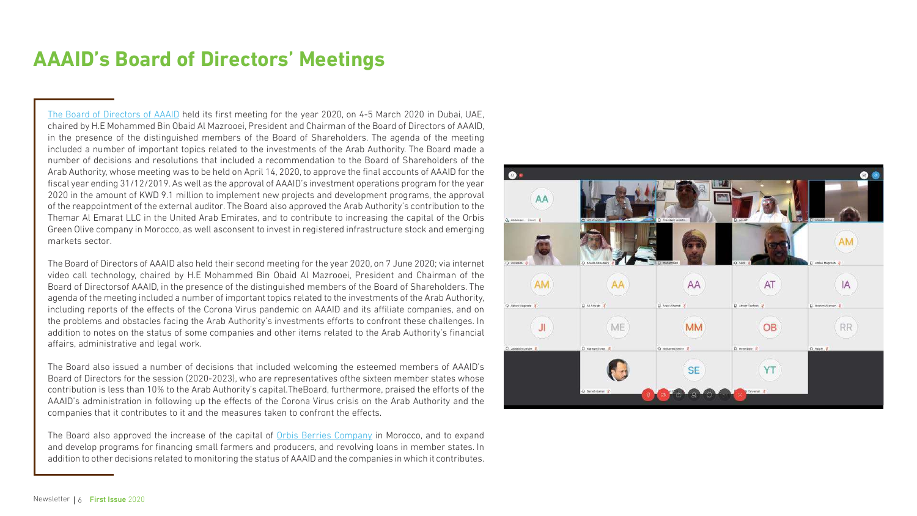# AAAID's Board of Directors' Meetings

The Board of Directors of AAAID held its first meeting for the year 2020, on 4-5 March 2020 in Dubai, UAE, chaired by H.E Mohammed Bin Obaid Al Mazrooei, President and Chairman of the Board of Directors of AAAID, in the presence of the distinguished members of the Board of Shareholders. The agenda of the meeting included a number of important topics related to the investments of the Arab Authority. The Board made a number of decisions and resolutions that included a recommendation to the Board of Shareholders of the Arab Authority, whose meeting was to be held on April 14, 2020, to approve the final accounts of AAAID for the fiscal year ending 31/12/2019. As well as the approval of AAAID's investment operations program for the year 2020 in the amount of KWD 9.1 million to implement new projects and development programs, the approval of the reappointment of the external auditor. The Board also approved the Arab Authority's contribution to the Themar Al Emarat LLC in the United Arab Emirates, and to contribute to increasing the capital of the Orbis Green Olive company in Morocco, as well asconsent to invest in registered infrastructure stock and emerging markets sector.

The Board of Directors of AAAID also held their second meeting for the year 2020, on 7 June 2020; via internet video call technology, chaired by H.E Mohammed Bin Obaid Al Mazrooei, President and Chairman of the Board of Directorsof AAAID, in the presence of the distinguished members of the Board of Shareholders. The agenda of the meeting included a number of important topics related to the investments of the Arab Authority, including reports of the effects of the Corona Virus pandemic on AAAID and its affiliate companies, and on the problems and obstacles facing the Arab Authority's investments efforts to confront these challenges. In addition to notes on the status of some companies and other items related to the Arab Authority's financial affairs, administrative and legal work.

The Board also issued a number of decisions that included welcoming the esteemed members of AAAID's Board of Directors for the session (2020-2023), who are representatives ofthe sixteen member states whose contribution is less than 10% to the Arab Authority's capital.TheBoard, furthermore, praised the efforts of the AAAID's administration in following up the effects of the Corona Virus crisis on the Arab Authority and the companies that it contributes to it and the measures taken to confront the effects.

The Board also approved the increase of the capital of Orbis Berries Company in Morocco, and to expand and develop programs for financing small farmers and producers, and revolving loans in member states. In addition to other decisions related to monitoring the status of AAAID and the companies in which it contributes.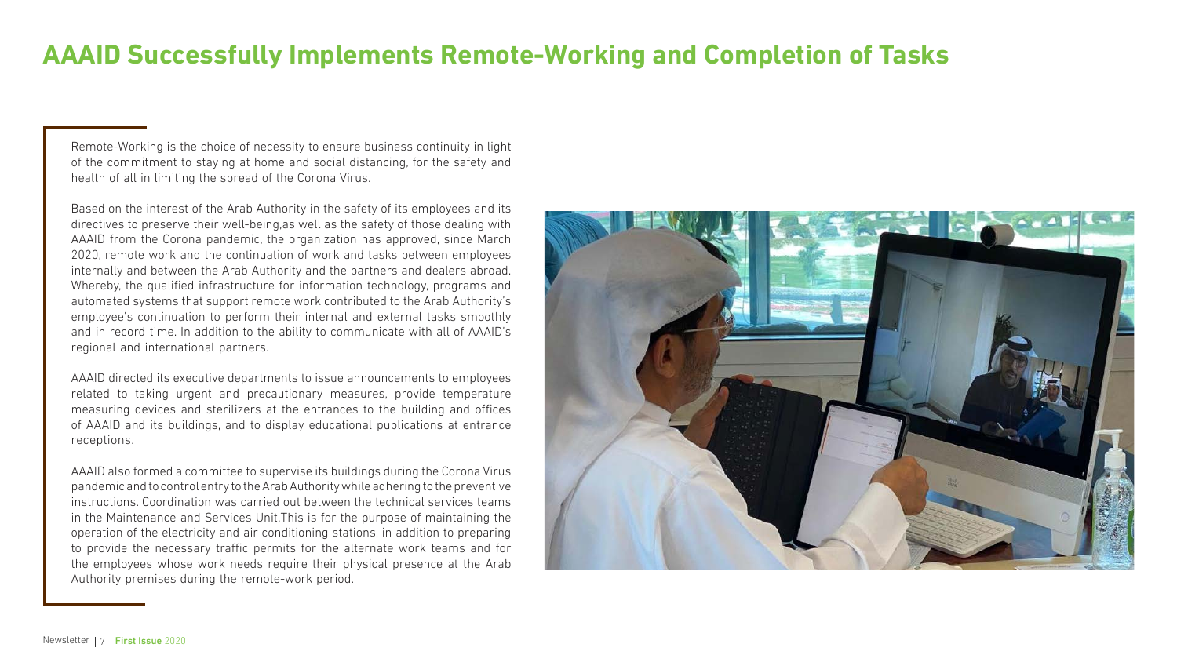# AAAID Successfully Implements Remote-Working and Completion of Tasks

Remote-Working is the choice of necessity to ensure business continuity in light of the commitment to staying at home and social distancing, for the safety and health of all in limiting the spread of the Corona Virus.

Based on the interest of the Arab Authority in the safety of its employees and its directives to preserve their well-being,as well as the safety of those dealing with AAAID from the Corona pandemic, the organization has approved, since March 2020, remote work and the continuation of work and tasks between employees internally and between the Arab Authority and the partners and dealers abroad. Whereby, the qualified infrastructure for information technology, programs and automated systems that support remote work contributed to the Arab Authority's employee's continuation to perform their internal and external tasks smoothly and in record time. In addition to the ability to communicate with all of AAAID's regional and international partners.

AAAID directed its executive departments to issue announcements to employees related to taking urgent and precautionary measures, provide temperature measuring devices and sterilizers at the entrances to the building and offices of AAAID and its buildings, and to display educational publications at entrance receptions.

AAAID also formed a committee to supervise its buildings during the Corona Virus pandemic and to control entry to the Arab Authority while adhering to the preventive instructions. Coordination was carried out between the technical services teams in the Maintenance and Services Unit.This is for the purpose of maintaining the operation of the electricity and air conditioning stations, in addition to preparing to provide the necessary traffic permits for the alternate work teams and for the employees whose work needs require their physical presence at the Arab Authority premises during the remote-work period.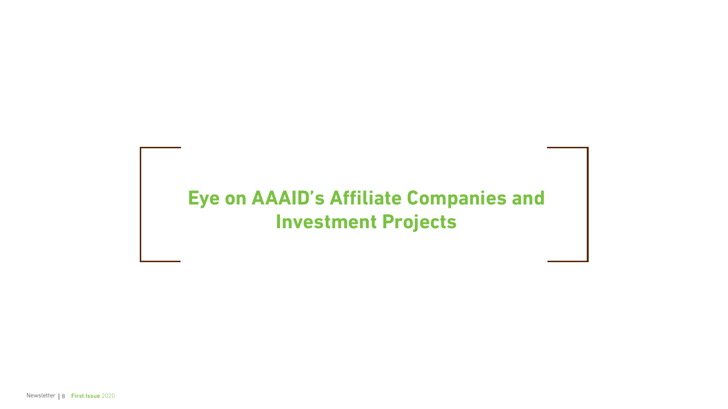# Eye on AAAID's Affiliate Companies and Investment Projects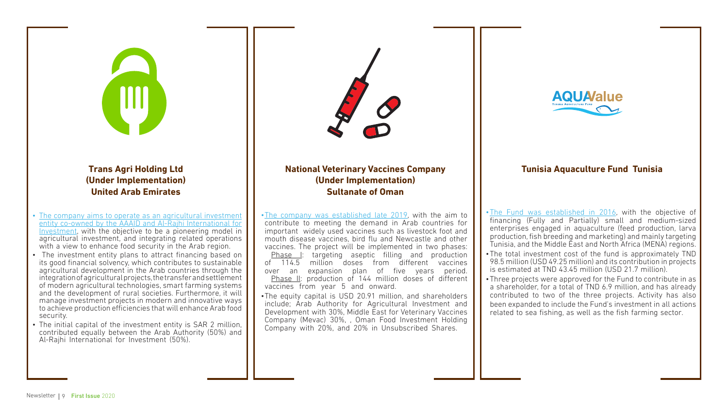### Trans Agri Holding Ltd (Under Implementation) United Arab Emirates

- The company aims to operate as an agricultural investment entity co-owned by the AAAID and Al-Rajhi International for Investment, with the objective to be a pioneering model in agricultural investment, and integrating related operations with a view to enhance food security in the Arab region.
- The investment entity plans to attract financing based on its good financial solvency, which contributes to sustainable agricultural development in the Arab countries through the integration of agricultural projects, the transfer and settlement of modern agricultural technologies, smart farming systems and the development of rural societies. Furthermore, it will manage investment projects in modern and innovative ways to achieve production efficiencies that will enhance Arab food security.
- The initial capital of the investment entity is SAR 2 million, contributed equally between the Arab Authority (50%) and Al-Rajhi International for Investment (50%).

### National Veterinary Vaccines Company (Under Implementation) Sultanate of Oman

- The company was established late 2019, with the aim to contribute to meeting the demand in Arab countries for important widely used vaccines such as livestock foot and mouth disease vaccines, bird flu and Newcastle and other vaccines. The project will be implemented in two phases: Phase I: targeting aseptic filling and production of 114.5 million doses from different vaccines over an expansion plan of five years period. Phase II: production of 144 million doses of different vaccines from year 5 and onward.
- The equity capital is USD 20.91 million, and shareholders include; Arab Authority for Agricultural Investment and Development with 30%, Middle East for Veterinary Vaccines Company (Mevac) 30%, , Oman Food Investment Holding Company with 20%, and 20% in Unsubscribed Shares.

### Tunisia Aquaculture Fund Tunisia

- The Fund was established in 2016, with the objective of financing (Fully and Partially) small and medium-sized enterprises engaged in aquaculture (feed production, larva production, fish breeding and marketing) and mainly targeting Tunisia, and the Middle East and North Africa (MENA) regions.
- The total investment cost of the fund is approximately TND 98.5 million (USD 49.25 million) and its contribution in projects is estimated at TND 43.45 million (USD 21.7 million).
- Three projects were approved for the Fund to contribute in as a shareholder, for a total of TND 6.9 million, and has already contributed to two of the three projects. Activity has also been expanded to include the Fund's investment in all actions related to sea fishing, as well as the fish farming sector.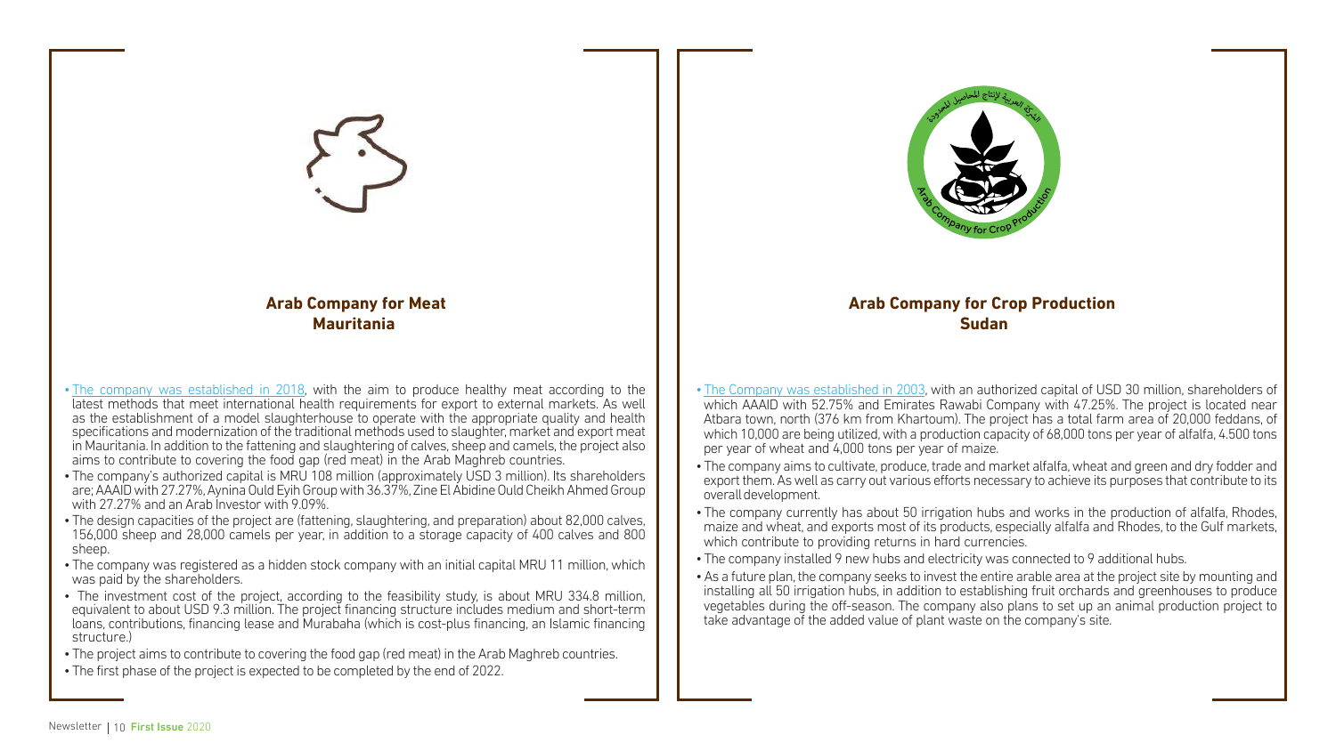## Arab Company for Meat
## Mauritania

- The company was established in 2018, with the aim to produce healthy meat according to the latest methods that meet international health requirements for export to external markets. As well as the establishment of a model slaughterhouse to operate with the appropriate quality and health specifications and modernization of the traditional methods used to slaughter, market and export meat in Mauritania. In addition to the fattening and slaughtering of calves, sheep and camels, the project also aims to contribute to covering the food gap (red meat) in the Arab Maghreb countries.
- The company's authorized capital is MRU 108 million (approximately USD 3 million). Its shareholders are; AAAID with 27.27%, Aynina Ould Eyih Group with 36.37%, Zine El Abidine Ould Cheikh Ahmed Group with 27.27% and an Arab Investor with 9.09%.
- The design capacities of the project are (fattening, slaughtering, and preparation) about 82,000 calves, 156,000 sheep and 28,000 camels per year, in addition to a storage capacity of 400 calves and 800 sheep.
- The company was registered as a hidden stock company with an initial capital MRU 11 million, which was paid by the shareholders.
- The investment cost of the project, according to the feasibility study, is about MRU 334.8 million, equivalent to about USD 9.3 million. The project financing structure includes medium and short-term loans, contributions, financing lease and Murabaha (which is cost-plus financing, an Islamic financing structure.)
- The project aims to contribute to covering the food gap (red meat) in the Arab Maghreb countries.
- The first phase of the project is expected to be completed by the end of 2022.

## Arab Company for Crop Production
## Sudan

- The Company was established in 2003, with an authorized capital of USD 30 million, shareholders of which AAAID with 52.75% and Emirates Rawabi Company with 47.25%. The project is located near Atbara town, north (376 km from Khartoum). The project has a total farm area of 20,000 feddans, of which 10,000 are being utilized, with a production capacity of 68,000 tons per year of alfalfa, 4.500 tons per year of wheat and 4,000 tons per year of maize.
- The company aims to cultivate, produce, trade and market alfalfa, wheat and green and dry fodder and export them. As well as carry out various efforts necessary to achieve its purposes that contribute to its overall development.
- The company currently has about 50 irrigation hubs and works in the production of alfalfa, Rhodes, maize and wheat, and exports most of its products, especially alfalfa and Rhodes, to the Gulf markets, which contribute to providing returns in hard currencies.
- The company installed 9 new hubs and electricity was connected to 9 additional hubs.
- As a future plan, the company seeks to invest the entire arable area at the project site by mounting and installing all 50 irrigation hubs, in addition to establishing fruit orchards and greenhouses to produce vegetables during the off-season. The company also plans to set up an animal production project to take advantage of the added value of plant waste on the company's site.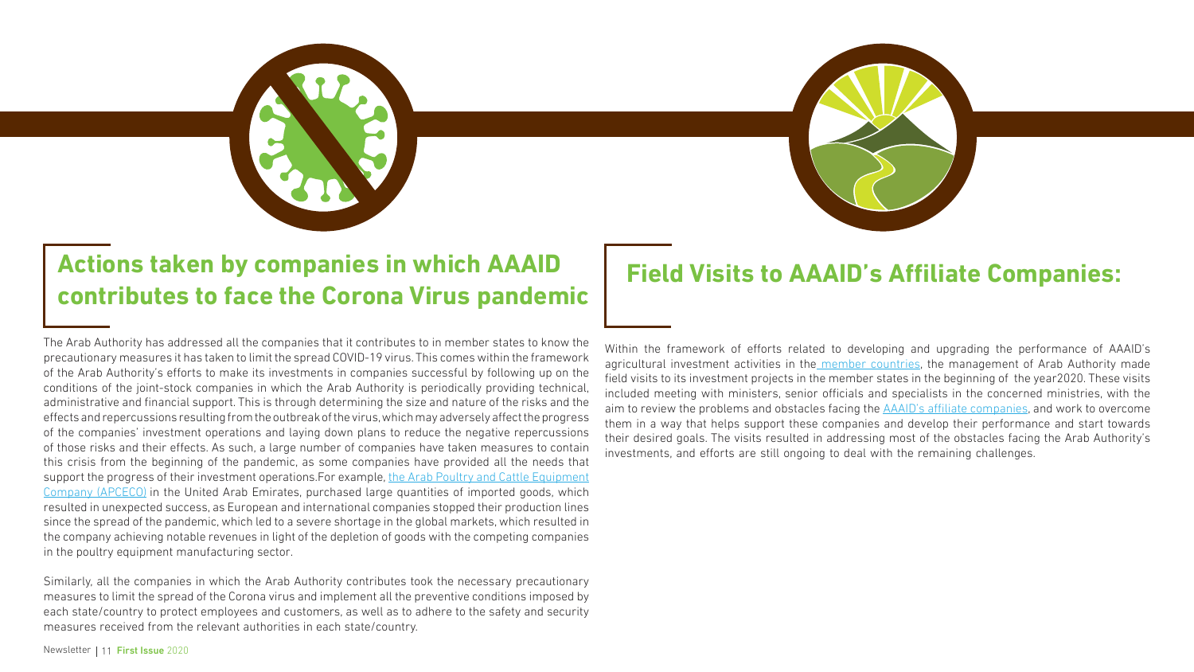## Actions taken by companies in which AAAID contributes to face the Corona Virus pandemic

The Arab Authority has addressed all the companies that it contributes to in member states to know the precautionary measures it has taken to limit the spread COVID-19 virus. This comes within the framework of the Arab Authority's efforts to make its investments in companies successful by following up on the conditions of the joint-stock companies in which the Arab Authority is periodically providing technical, administrative and financial support. This is through determining the size and nature of the risks and the effects and repercussions resulting from the outbreak of the virus, which may adversely affect the progress of the companies' investment operations and laying down plans to reduce the negative repercussions of those risks and their effects. As such, a large number of companies have taken measures to contain this crisis from the beginning of the pandemic, as some companies have provided all the needs that support the progress of their investment operations.For example, the Arab Poultry and Cattle Equipment Company (APCECO) in the United Arab Emirates, purchased large quantities of imported goods, which resulted in unexpected success, as European and international companies stopped their production lines since the spread of the pandemic, which led to a severe shortage in the global markets, which resulted in the company achieving notable revenues in light of the depletion of goods with the competing companies in the poultry equipment manufacturing sector.

Similarly, all the companies in which the Arab Authority contributes took the necessary precautionary measures to limit the spread of the Corona virus and implement all the preventive conditions imposed by each state/country to protect employees and customers, as well as to adhere to the safety and security measures received from the relevant authorities in each state/country.

## Field Visits to AAAID's Affiliate Companies:

Within the framework of efforts related to developing and upgrading the performance of AAAID's agricultural investment activities in the member countries, the management of Arab Authority made field visits to its investment projects in the member states in the beginning of the year2020. These visits included meeting with ministers, senior officials and specialists in the concerned ministries, with the aim to review the problems and obstacles facing the AAAID's affiliate companies, and work to overcome them in a way that helps support these companies and develop their performance and start towards their desired goals. The visits resulted in addressing most of the obstacles facing the Arab Authority's investments, and efforts are still ongoing to deal with the remaining challenges.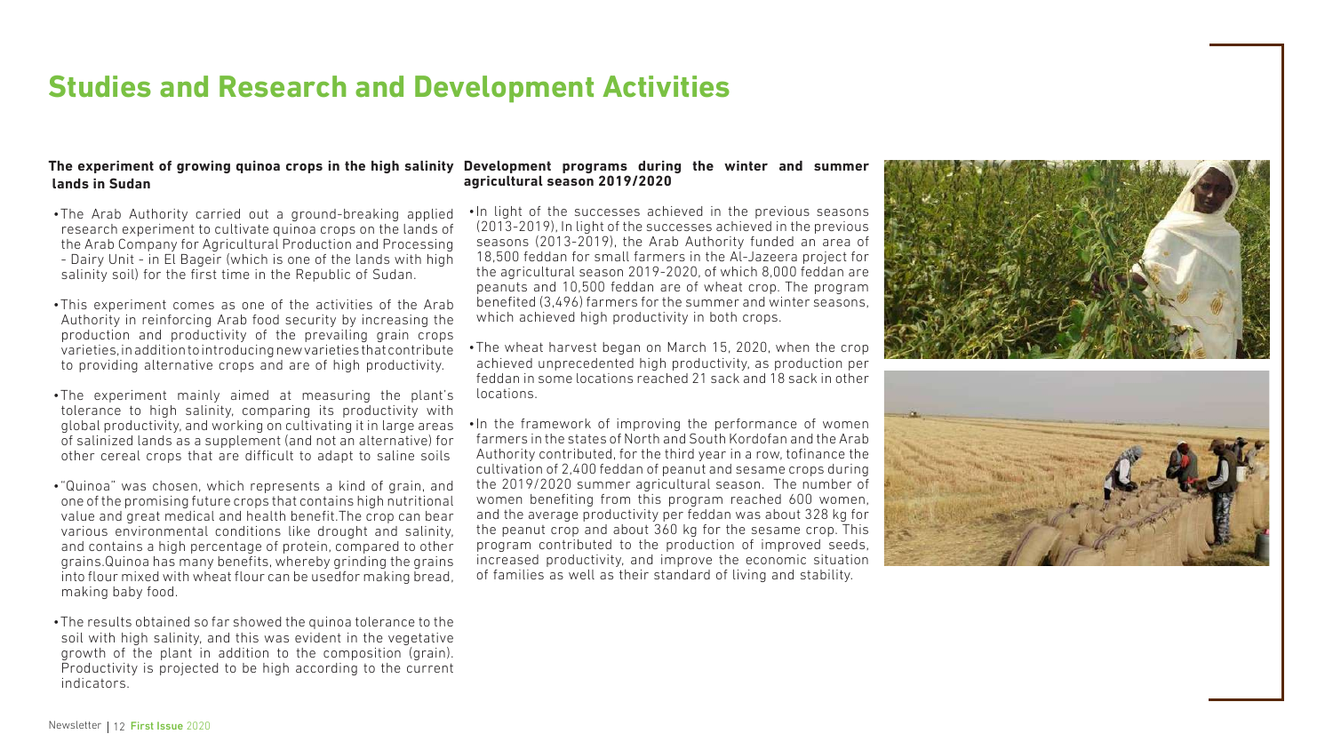# Studies and Research and Development Activities

### The experiment of growing quinoa crops in the high salinity lands in Sudan

- The Arab Authority carried out a ground-breaking applied research experiment to cultivate quinoa crops on the lands of the Arab Company for Agricultural Production and Processing - Dairy Unit - in El Bageir (which is one of the lands with high salinity soil) for the first time in the Republic of Sudan.
- This experiment comes as one of the activities of the Arab Authority in reinforcing Arab food security by increasing the production and productivity of the prevailing grain crops varieties, in addition to introducing new varieties that contribute to providing alternative crops and are of high productivity.
- The experiment mainly aimed at measuring the plant's tolerance to high salinity, comparing its productivity with global productivity, and working on cultivating it in large areas of salinized lands as a supplement (and not an alternative) for other cereal crops that are difficult to adapt to saline soils
- "Quinoa" was chosen, which represents a kind of grain, and one of the promising future crops that contains high nutritional value and great medical and health benefit.The crop can bear various environmental conditions like drought and salinity, and contains a high percentage of protein, compared to other grains.Quinoa has many benefits, whereby grinding the grains into flour mixed with wheat flour can be usedfor making bread, making baby food.
- The results obtained so far showed the quinoa tolerance to the soil with high salinity, and this was evident in the vegetative growth of the plant in addition to the composition (grain). Productivity is projected to be high according to the current indicators.

### Development programs during the winter and summer agricultural season 2019/2020

- In light of the successes achieved in the previous seasons (2013-2019), In light of the successes achieved in the previous seasons (2013-2019), the Arab Authority funded an area of 18,500 feddan for small farmers in the Al-Jazeera project for the agricultural season 2019-2020, of which 8,000 feddan are peanuts and 10,500 feddan are of wheat crop. The program benefited (3,496) farmers for the summer and winter seasons, which achieved high productivity in both crops.
- The wheat harvest began on March 15, 2020, when the crop achieved unprecedented high productivity, as production per feddan in some locations reached 21 sack and 18 sack in other locations.
- In the framework of improving the performance of women farmers in the states of North and South Kordofan and the Arab Authority contributed, for the third year in a row, tofinance the cultivation of 2,400 feddan of peanut and sesame crops during the 2019/2020 summer agricultural season. The number of women benefiting from this program reached 600 women, and the average productivity per feddan was about 328 kg for the peanut crop and about 360 kg for the sesame crop. This program contributed to the production of improved seeds, increased productivity, and improve the economic situation of families as well as their standard of living and stability.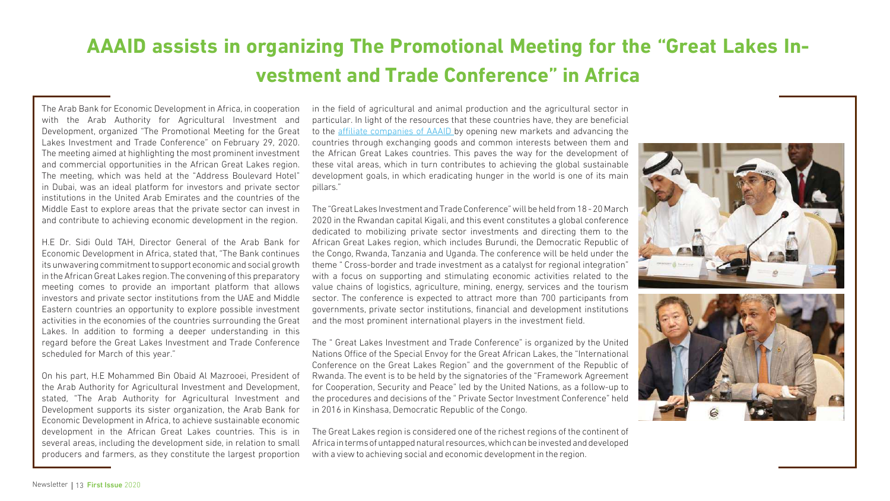# AAAID assists in organizing The Promotional Meeting for the "Great Lakes Investment and Trade Conference" in Africa

The Arab Bank for Economic Development in Africa, in cooperation with the Arab Authority for Agricultural Investment and Development, organized "The Promotional Meeting for the Great Lakes Investment and Trade Conference" on February 29, 2020. The meeting aimed at highlighting the most prominent investment and commercial opportunities in the African Great Lakes region. The meeting, which was held at the "Address Boulevard Hotel" in Dubai, was an ideal platform for investors and private sector institutions in the United Arab Emirates and the countries of the Middle East to explore areas that the private sector can invest in and contribute to achieving economic development in the region.

H.E Dr. Sidi Ould TAH, Director General of the Arab Bank for Economic Development in Africa, stated that, "The Bank continues its unwavering commitment to support economic and social growth in the African Great Lakes region. The convening of this preparatory meeting comes to provide an important platform that allows investors and private sector institutions from the UAE and Middle Eastern countries an opportunity to explore possible investment activities in the economies of the countries surrounding the Great Lakes. In addition to forming a deeper understanding in this regard before the Great Lakes Investment and Trade Conference scheduled for March of this year."

On his part, H.E Mohammed Bin Obaid Al Mazrooei, President of the Arab Authority for Agricultural Investment and Development, stated, "The Arab Authority for Agricultural Investment and Development supports its sister organization, the Arab Bank for Economic Development in Africa, to achieve sustainable economic development in the African Great Lakes countries. This is in several areas, including the development side, in relation to small producers and farmers, as they constitute the largest proportion in the field of agricultural and animal production and the agricultural sector in particular. In light of the resources that these countries have, they are beneficial to the affiliate companies of AAAID by opening new markets and advancing the countries through exchanging goods and common interests between them and the African Great Lakes countries. This paves the way for the development of these vital areas, which in turn contributes to achieving the global sustainable development goals, in which eradicating hunger in the world is one of its main pillars."

The "Great Lakes Investment and Trade Conference" will be held from 18 - 20 March 2020 in the Rwandan capital Kigali, and this event constitutes a global conference dedicated to mobilizing private sector investments and directing them to the African Great Lakes region, which includes Burundi, the Democratic Republic of the Congo, Rwanda, Tanzania and Uganda. The conference will be held under the theme " Cross-border and trade investment as a catalyst for regional integration" with a focus on supporting and stimulating economic activities related to the value chains of logistics, agriculture, mining, energy, services and the tourism sector. The conference is expected to attract more than 700 participants from governments, private sector institutions, financial and development institutions and the most prominent international players in the investment field.

The " Great Lakes Investment and Trade Conference" is organized by the United Nations Office of the Special Envoy for the Great African Lakes, the "International Conference on the Great Lakes Region" and the government of the Republic of Rwanda. The event is to be held by the signatories of the "Framework Agreement for Cooperation, Security and Peace" led by the United Nations, as a follow-up to the procedures and decisions of the " Private Sector Investment Conference" held in 2016 in Kinshasa, Democratic Republic of the Congo.

The Great Lakes region is considered one of the richest regions of the continent of Africa in terms of untapped natural resources, which can be invested and developed with a view to achieving social and economic development in the region.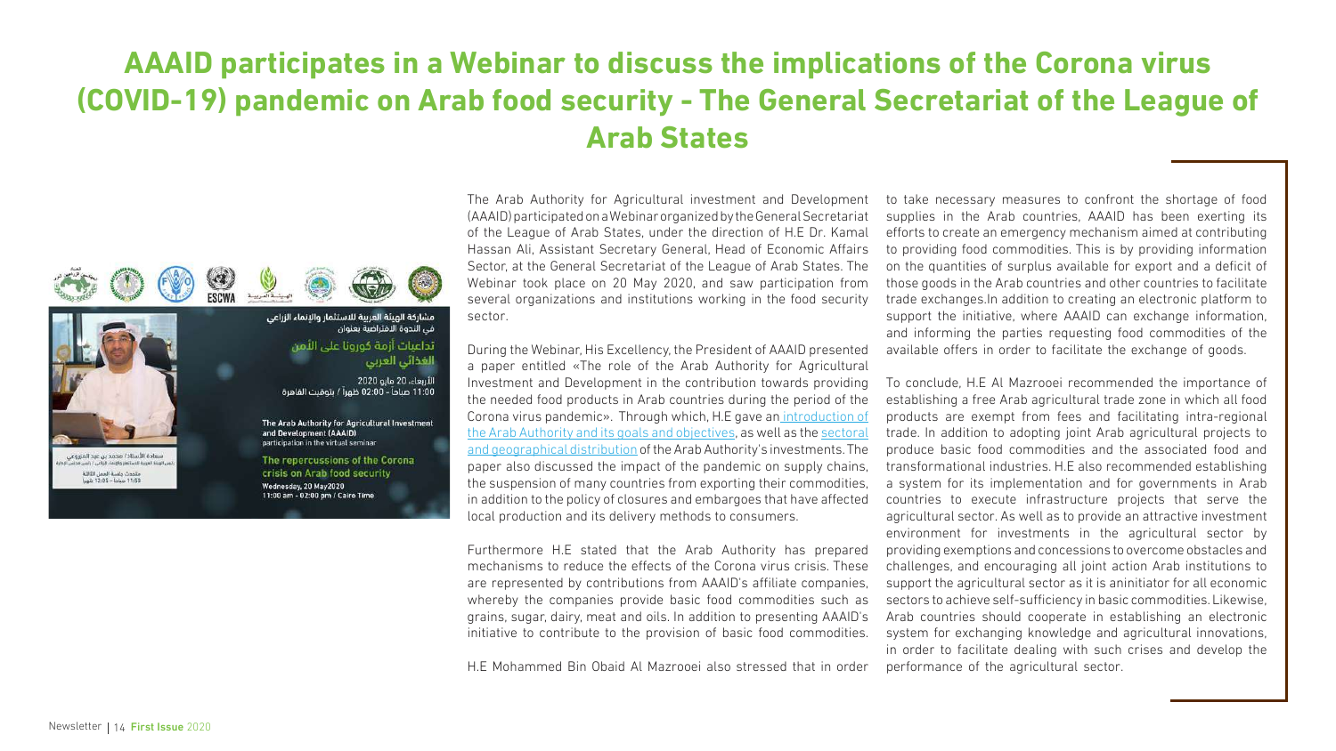# AAAID participates in a Webinar to discuss the implications of the Corona virus (COVID-19) pandemic on Arab food security - The General Secretariat of the League of Arab States

The Arab Authority for Agricultural investment and Development (AAAID) participated on a Webinar organized by the General Secretariat of the League of Arab States, under the direction of H.E Dr. Kamal Hassan Ali, Assistant Secretary General, Head of Economic Affairs Sector, at the General Secretariat of the League of Arab States. The Webinar took place on 20 May 2020, and saw participation from several organizations and institutions working in the food security sector.

During the Webinar, His Excellency, the President of AAAID presented a paper entitled «The role of the Arab Authority for Agricultural Investment and Development in the contribution towards providing the needed food products in Arab countries during the period of the Corona virus pandemic». Through which, H.E gave an introduction of the Arab Authority and its goals and objectives, as well as the sectoral and geographical distribution of the Arab Authority's investments. The paper also discussed the impact of the pandemic on supply chains, the suspension of many countries from exporting their commodities, in addition to the policy of closures and embargoes that have affected local production and its delivery methods to consumers.

Furthermore H.E stated that the Arab Authority has prepared mechanisms to reduce the effects of the Corona virus crisis. These are represented by contributions from AAAID's affiliate companies, whereby the companies provide basic food commodities such as grains, sugar, dairy, meat and oils. In addition to presenting AAAID's initiative to contribute to the provision of basic food commodities.

H.E Mohammed Bin Obaid Al Mazrooei also stressed that in order to take necessary measures to confront the shortage of food supplies in the Arab countries, AAAID has been exerting its efforts to create an emergency mechanism aimed at contributing to providing food commodities. This is by providing information on the quantities of surplus available for export and a deficit of those goods in the Arab countries and other countries to facilitate trade exchanges.In addition to creating an electronic platform to support the initiative, where AAAID can exchange information, and informing the parties requesting food commodities of the available offers in order to facilitate the exchange of goods.

To conclude, H.E Al Mazrooei recommended the importance of establishing a free Arab agricultural trade zone in which all food products are exempt from fees and facilitating intra-regional trade. In addition to adopting joint Arab agricultural projects to produce basic food commodities and the associated food and transformational industries. H.E also recommended establishing a system for its implementation and for governments in Arab countries to execute infrastructure projects that serve the agricultural sector. As well as to provide an attractive investment environment for investments in the agricultural sector by providing exemptions and concessions to overcome obstacles and challenges, and encouraging all joint action Arab institutions to support the agricultural sector as it is aninitiator for all economic sectors to achieve self-sufficiency in basic commodities. Likewise, Arab countries should cooperate in establishing an electronic system for exchanging knowledge and agricultural innovations, in order to facilitate dealing with such crises and develop the performance of the agricultural sector.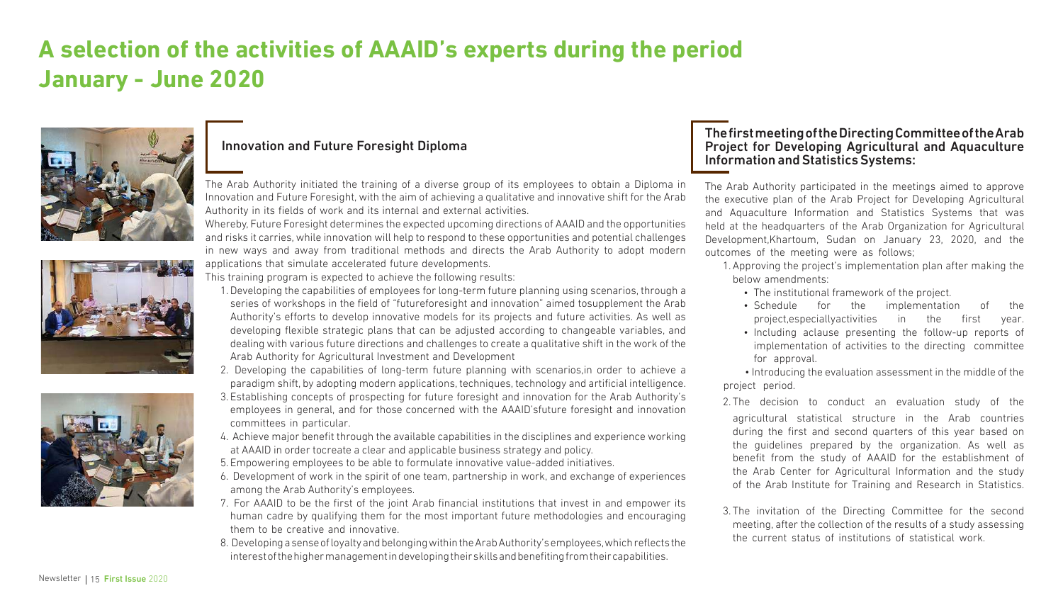# A selection of the activities of AAAID's experts during the period January - June 2020

## Innovation and Future Foresight Diploma

The Arab Authority initiated the training of a diverse group of its employees to obtain a Diploma in Innovation and Future Foresight, with the aim of achieving a qualitative and innovative shift for the Arab Authority in its fields of work and its internal and external activities.

Whereby, Future Foresight determines the expected upcoming directions of AAAID and the opportunities and risks it carries, while innovation will help to respond to these opportunities and potential challenges in new ways and away from traditional methods and directs the Arab Authority to adopt modern applications that simulate accelerated future developments.

This training program is expected to achieve the following results:

1. Developing the capabilities of employees for long-term future planning using scenarios, through a series of workshops in the field of "futureforesight and innovation" aimed tosupplement the Arab Authority's efforts to develop innovative models for its projects and future activities. As well as developing flexible strategic plans that can be adjusted according to changeable variables, and dealing with various future directions and challenges to create a qualitative shift in the work of the Arab Authority for Agricultural Investment and Development
2. Developing the capabilities of long-term future planning with scenarios,in order to achieve a paradigm shift, by adopting modern applications, techniques, technology and artificial intelligence.
3. Establishing concepts of prospecting for future foresight and innovation for the Arab Authority's employees in general, and for those concerned with the AAAID'sfuture foresight and innovation committees in particular.
4. Achieve major benefit through the available capabilities in the disciplines and experience working at AAAID in order tocreate a clear and applicable business strategy and policy.
5. Empowering employees to be able to formulate innovative value-added initiatives.
6. Development of work in the spirit of one team, partnership in work, and exchange of experiences among the Arab Authority's employees.
7. For AAAID to be the first of the joint Arab financial institutions that invest in and empower its human cadre by qualifying them for the most important future methodologies and encouraging them to be creative and innovative.
8. Developing a sense of loyalty and belonging within the Arab Authority's employees, which reflects the interest of the higher management in developing their skills and benefiting from their capabilities.

## The first meeting of the Directing Committee of the Arab Project for Developing Agricultural and Aquaculture Information and Statistics Systems:

The Arab Authority participated in the meetings aimed to approve the executive plan of the Arab Project for Developing Agricultural and Aquaculture Information and Statistics Systems that was held at the headquarters of the Arab Organization for Agricultural Development,Khartoum, Sudan on January 23, 2020, and the outcomes of the meeting were as follows;

1. Approving the project's implementation plan after making the below amendments:
   - The institutional framework of the project.
   - Schedule for the implementation of the project,especiallyactivities in the first year.
   - Including aclause presenting the follow-up reports of implementation of activities to the directing committee for approval.
   - Introducing the evaluation assessment in the middle of the project period.
2. The decision to conduct an evaluation study of the agricultural statistical structure in the Arab countries during the first and second quarters of this year based on the guidelines prepared by the organization. As well as benefit from the study of AAAID for the establishment of the Arab Center for Agricultural Information and the study of the Arab Institute for Training and Research in Statistics.
3. The invitation of the Directing Committee for the second meeting, after the collection of the results of a study assessing the current status of institutions of statistical work.